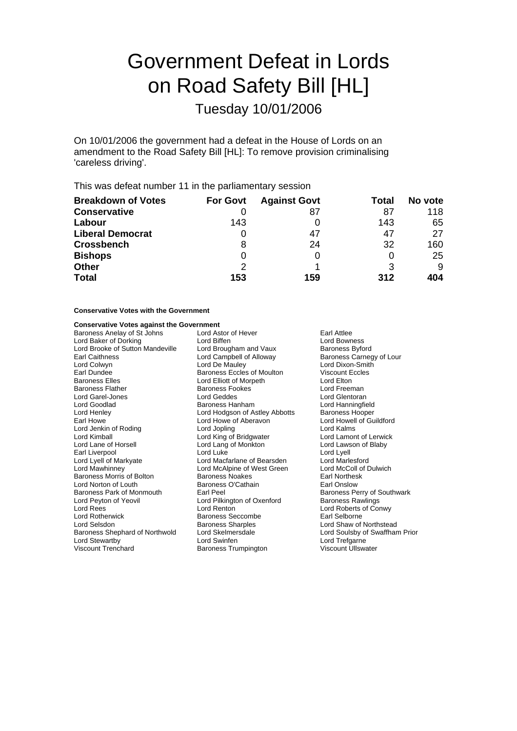# Government Defeat in Lords on Road Safety Bill [HL]

## Tuesday 10/01/2006

On 10/01/2006 the government had a defeat in the House of Lords on an amendment to the Road Safety Bill [HL]: To remove provision criminalising 'careless driving'.

This was defeat number 11 in the parliamentary session

| **Breakdown of Votes** | **For Govt** | **Against Govt** | **Total** | **No vote** |
|---|---|---|---|---|
| **Conservative** | 0 | 87 | 87 | 118 |
| **Labour** | 143 | 0 | 143 | 65 |
| **Liberal Democrat** | 0 | 47 | 47 | 27 |
| **Crossbench** | 8 | 24 | 32 | 160 |
| **Bishops** | 0 | 0 | 0 | 25 |
| **Other** | 2 | 1 | 3 | 9 |
| **Total** | **153** | **159** | **312** | **404** |

**Conservative Votes with the Government**

**Conservative Votes against the Government**

Baroness Anelay of St Johns
Lord Astor of Hever
Earl Attlee
Lord Baker of Dorking
Lord Biffen
Lord Bowness
Lord Brooke of Sutton Mandeville
Lord Brougham and Vaux
Baroness Byford
Earl Caithness
Lord Campbell of Alloway
Baroness Carnegy of Lour
Lord Colwyn
Lord De Mauley
Lord Dixon-Smith
Earl Dundee
Baroness Eccles of Moulton
Viscount Eccles
Baroness Elles
Lord Elliott of Morpeth
Lord Elton
Baroness Flather
Baroness Fookes
Lord Freeman
Lord Garel-Jones
Lord Geddes
Lord Glentoran
Lord Goodlad
Baroness Hanham
Lord Hanningfield
Lord Henley
Lord Hodgson of Astley Abbotts
Baroness Hooper
Earl Howe
Lord Howe of Aberavon
Lord Howell of Guildford
Lord Jenkin of Roding
Lord Jopling
Lord Kalms
Lord Kimball
Lord King of Bridgwater
Lord Lamont of Lerwick
Lord Lane of Horsell
Lord Lang of Monkton
Lord Lawson of Blaby
Earl Liverpool
Lord Luke
Lord Lyell
Lord Lyell of Markyate
Lord Macfarlane of Bearsden
Lord Marlesford
Lord Mawhinney
Lord McAlpine of West Green
Lord McColl of Dulwich
Baroness Morris of Bolton
Baroness Noakes
Earl Northesk
Lord Norton of Louth
Baroness O'Cathain
Earl Onslow
Baroness Park of Monmouth
Earl Peel
Baroness Perry of Southwark
Lord Peyton of Yeovil
Lord Pilkington of Oxenford
Baroness Rawlings
Lord Rees
Lord Renton
Lord Roberts of Conwy
Lord Rotherwick
Baroness Seccombe
Earl Selborne
Lord Selsdon
Baroness Sharples
Lord Shaw of Northstead
Baroness Shephard of Northwold
Lord Skelmersdale
Lord Soulsby of Swaffham Prior
Lord Stewartby
Lord Swinfen
Lord Trefgarne
Viscount Trenchard
Baroness Trumpington
Viscount Ullswater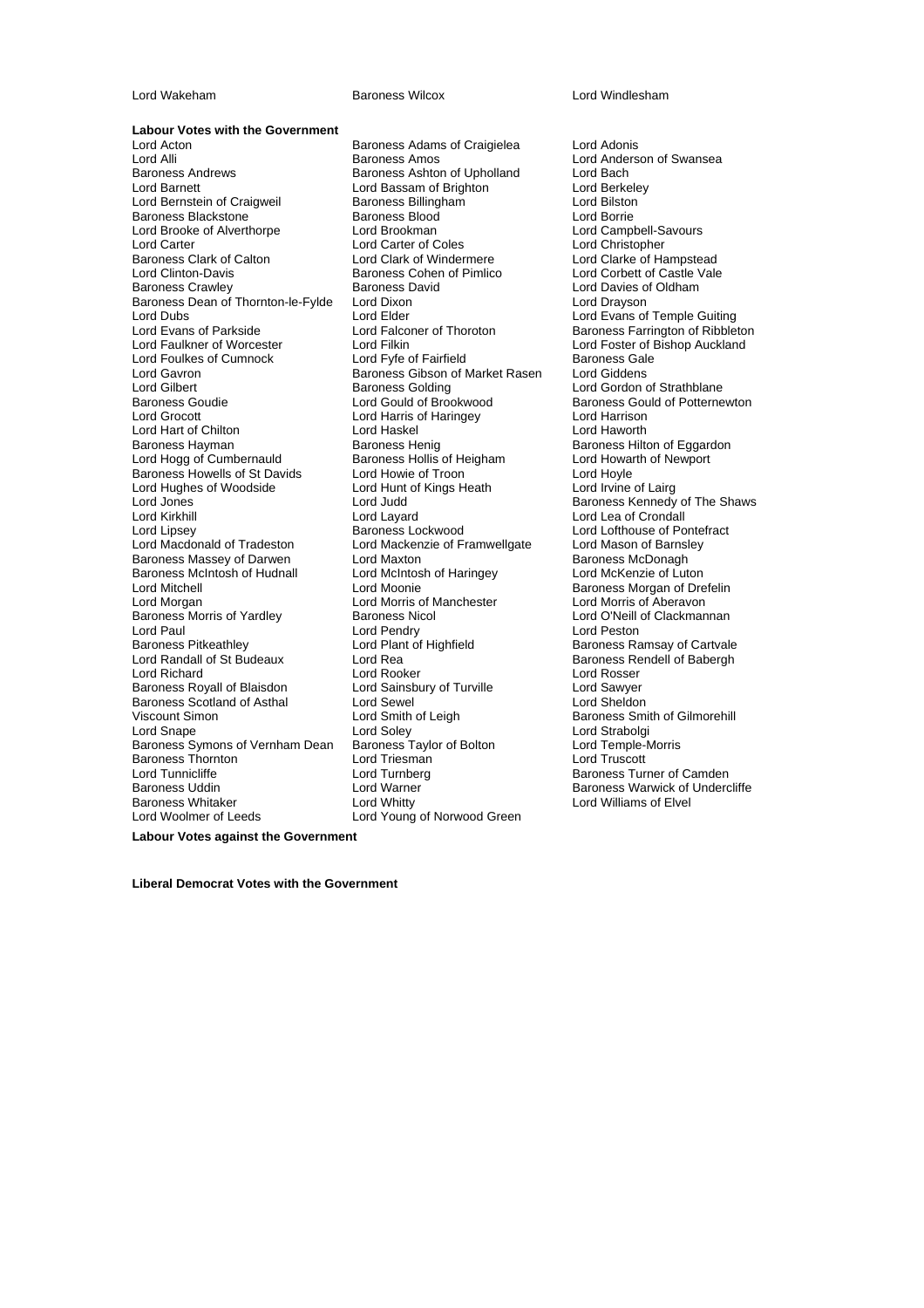Lord Wakeham
Baroness Wilcox
Lord Windlesham

**Labour Votes with the Government**

Lord Acton
Baroness Adams of Craigielea
Lord Adonis
Lord Alli
Baroness Amos
Lord Anderson of Swansea
Baroness Andrews
Baroness Ashton of Upholland
Lord Bach
Lord Barnett
Lord Bassam of Brighton
Lord Berkeley
Lord Bernstein of Craigweil
Baroness Billingham
Lord Bilston
Baroness Blackstone
Baroness Blood
Lord Borrie
Lord Brooke of Alverthorpe
Lord Brookman
Lord Campbell-Savours
Lord Carter
Lord Carter of Coles
Lord Christopher
Baroness Clark of Calton
Lord Clark of Windermere
Lord Clarke of Hampstead
Lord Clinton-Davis
Baroness Cohen of Pimlico
Lord Corbett of Castle Vale
Baroness Crawley
Baroness David
Lord Davies of Oldham
Baroness Dean of Thornton-le-Fylde
Lord Dixon
Lord Drayson
Lord Dubs
Lord Elder
Lord Evans of Temple Guiting
Lord Evans of Parkside
Lord Falconer of Thoroton
Baroness Farrington of Ribbleton
Lord Faulkner of Worcester
Lord Filkin
Lord Foster of Bishop Auckland
Lord Foulkes of Cumnock
Lord Fyfe of Fairfield
Baroness Gale
Lord Gavron
Baroness Gibson of Market Rasen
Lord Giddens
Lord Gilbert
Baroness Golding
Lord Gordon of Strathblane
Baroness Goudie
Lord Gould of Brookwood
Baroness Gould of Potternewton
Lord Grocott
Lord Harris of Haringey
Lord Harrison
Lord Hart of Chilton
Lord Haskel
Lord Haworth
Baroness Hayman
Baroness Henig
Baroness Hilton of Eggardon
Lord Hogg of Cumbernauld
Baroness Hollis of Heigham
Lord Howarth of Newport
Baroness Howells of St Davids
Lord Howie of Troon
Lord Hoyle
Lord Hughes of Woodside
Lord Hunt of Kings Heath
Lord Irvine of Lairg
Lord Jones
Lord Judd
Baroness Kennedy of The Shaws
Lord Kirkhill
Lord Layard
Lord Lea of Crondall
Lord Lipsey
Baroness Lockwood
Lord Lofthouse of Pontefract
Lord Macdonald of Tradeston
Lord Mackenzie of Framwellgate
Lord Mason of Barnsley
Baroness Massey of Darwen
Lord Maxton
Baroness McDonagh
Baroness McIntosh of Hudnall
Lord McIntosh of Haringey
Lord McKenzie of Luton
Lord Mitchell
Lord Moonie
Baroness Morgan of Drefelin
Lord Morgan
Lord Morris of Manchester
Lord Morris of Aberavon
Baroness Morris of Yardley
Baroness Nicol
Lord O'Neill of Clackmannan
Lord Paul
Lord Pendry
Lord Peston
Baroness Pitkeathley
Lord Plant of Highfield
Baroness Ramsay of Cartvale
Lord Randall of St Budeaux
Lord Rea
Baroness Rendell of Babergh
Lord Richard
Lord Rooker
Lord Rosser
Baroness Royall of Blaisdon
Lord Sainsbury of Turville
Lord Sawyer
Baroness Scotland of Asthal
Lord Sewel
Lord Sheldon
Viscount Simon
Lord Smith of Leigh
Baroness Smith of Gilmorehill
Lord Snape
Lord Soley
Lord Strabolgi
Baroness Symons of Vernham Dean
Baroness Taylor of Bolton
Lord Temple-Morris
Baroness Thornton
Lord Triesman
Lord Truscott
Lord Tunnicliffe
Lord Turnberg
Baroness Turner of Camden
Baroness Uddin
Lord Warner
Baroness Warwick of Undercliffe
Baroness Whitaker
Lord Whitty
Lord Williams of Elvel
Lord Woolmer of Leeds
Lord Young of Norwood Green

**Labour Votes against the Government**

**Liberal Democrat Votes with the Government**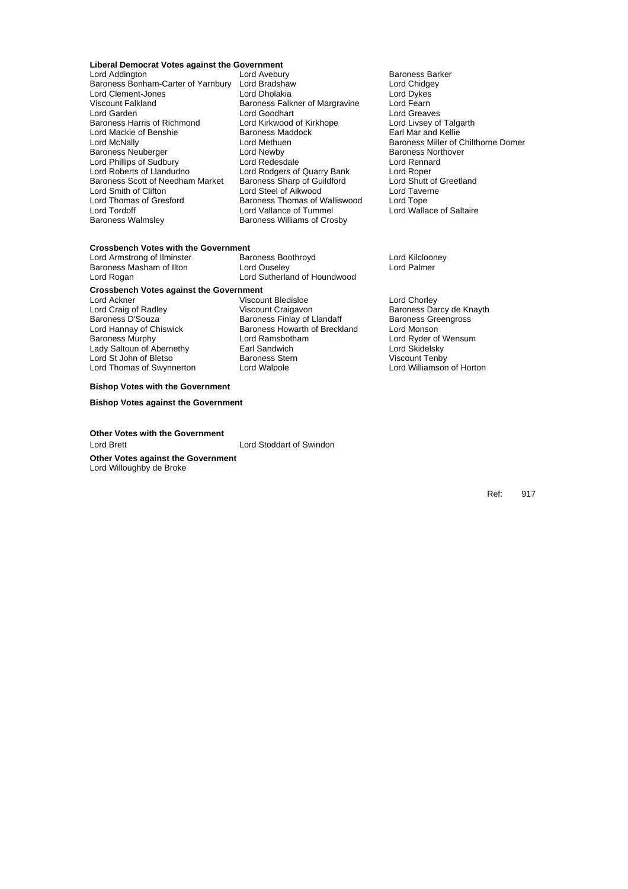**Liberal Democrat Votes against the Government**

Lord Addington
Lord Avebury
Baroness Barker
Baroness Bonham-Carter of Yarnbury
Lord Bradshaw
Lord Chidgey
Lord Clement-Jones
Lord Dholakia
Lord Dykes
Viscount Falkland
Baroness Falkner of Margravine
Lord Fearn
Lord Garden
Lord Goodhart
Lord Greaves
Baroness Harris of Richmond
Lord Kirkwood of Kirkhope
Lord Livsey of Talgarth
Lord Mackie of Benshie
Baroness Maddock
Earl Mar and Kellie
Lord McNally
Lord Methuen
Baroness Miller of Chilthorne Domer
Baroness Neuberger
Lord Newby
Baroness Northover
Lord Phillips of Sudbury
Lord Redesdale
Lord Rennard
Lord Roberts of Llandudno
Lord Rodgers of Quarry Bank
Lord Roper
Baroness Scott of Needham Market
Baroness Sharp of Guildford
Lord Shutt of Greetland
Lord Smith of Clifton
Lord Steel of Aikwood
Lord Taverne
Lord Thomas of Gresford
Baroness Thomas of Walliswood
Lord Tope
Lord Tordoff
Lord Vallance of Tummel
Lord Wallace of Saltaire
Baroness Walmsley
Baroness Williams of Crosby

**Crossbench Votes with the Government**

Lord Armstrong of Ilminster
Baroness Boothroyd
Lord Kilclooney
Baroness Masham of Ilton
Lord Ouseley
Lord Palmer
Lord Rogan
Lord Sutherland of Houndwood

**Crossbench Votes against the Government**

Lord Ackner
Viscount Bledisloe
Lord Chorley
Lord Craig of Radley
Viscount Craigavon
Baroness Darcy de Knayth
Baroness D'Souza
Baroness Finlay of Llandaff
Baroness Greengross
Lord Hannay of Chiswick
Baroness Howarth of Breckland
Lord Monson
Baroness Murphy
Lord Ramsbotham
Lord Ryder of Wensum
Lady Saltoun of Abernethy
Earl Sandwich
Lord Skidelsky
Lord St John of Bletso
Baroness Stern
Viscount Tenby
Lord Thomas of Swynnerton
Lord Walpole
Lord Williamson of Horton

**Bishop Votes with the Government**

**Bishop Votes against the Government**

**Other Votes with the Government**

Lord Brett
Lord Stoddart of Swindon

**Other Votes against the Government**

Lord Willoughby de Broke

Ref: 917